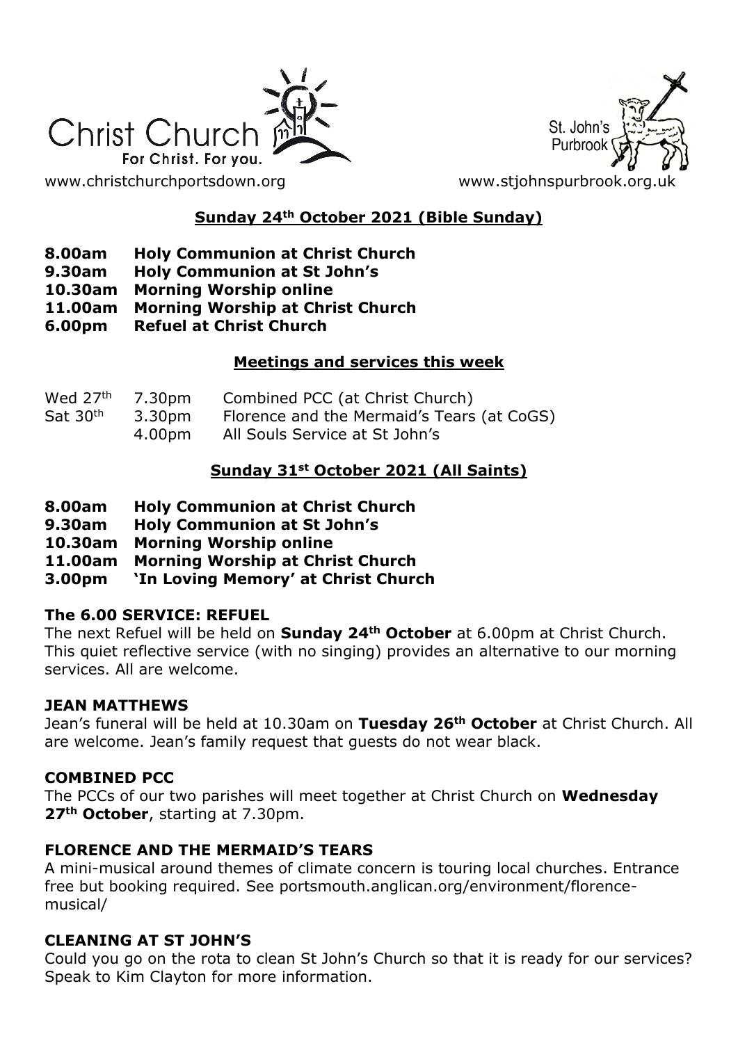Christ Church
For Christ. For you.

St. John's Purbrook

www.christchurchportsdown.org www.stjohnspurbrook.org.uk

## Sunday 24th October 2021 (Bible Sunday)

**8.00am Holy Communion at Christ Church**
**9.30am Holy Communion at St John's**
**10.30am Morning Worship online**
**11.00am Morning Worship at Christ Church**
**6.00pm Refuel at Christ Church**

## Meetings and services this week

| | | |
|---|---|---|
| Wed 27th | 7.30pm | Combined PCC (at Christ Church) |
| Sat 30th | 3.30pm | Florence and the Mermaid's Tears (at CoGS) |
| | 4.00pm | All Souls Service at St John's |

## Sunday 31st October 2021 (All Saints)

**8.00am Holy Communion at Christ Church**
**9.30am Holy Communion at St John's**
**10.30am Morning Worship online**
**11.00am Morning Worship at Christ Church**
**3.00pm 'In Loving Memory' at Christ Church**

### The 6.00 SERVICE: REFUEL

The next Refuel will be held on **Sunday 24th October** at 6.00pm at Christ Church. This quiet reflective service (with no singing) provides an alternative to our morning services. All are welcome.

### JEAN MATTHEWS

Jean's funeral will be held at 10.30am on **Tuesday 26th October** at Christ Church. All are welcome. Jean's family request that guests do not wear black.

### COMBINED PCC

The PCCs of our two parishes will meet together at Christ Church on **Wednesday 27th October**, starting at 7.30pm.

### FLORENCE AND THE MERMAID'S TEARS

A mini-musical around themes of climate concern is touring local churches. Entrance free but booking required. See portsmouth.anglican.org/environment/florence-musical/

### CLEANING AT ST JOHN'S

Could you go on the rota to clean St John's Church so that it is ready for our services? Speak to Kim Clayton for more information.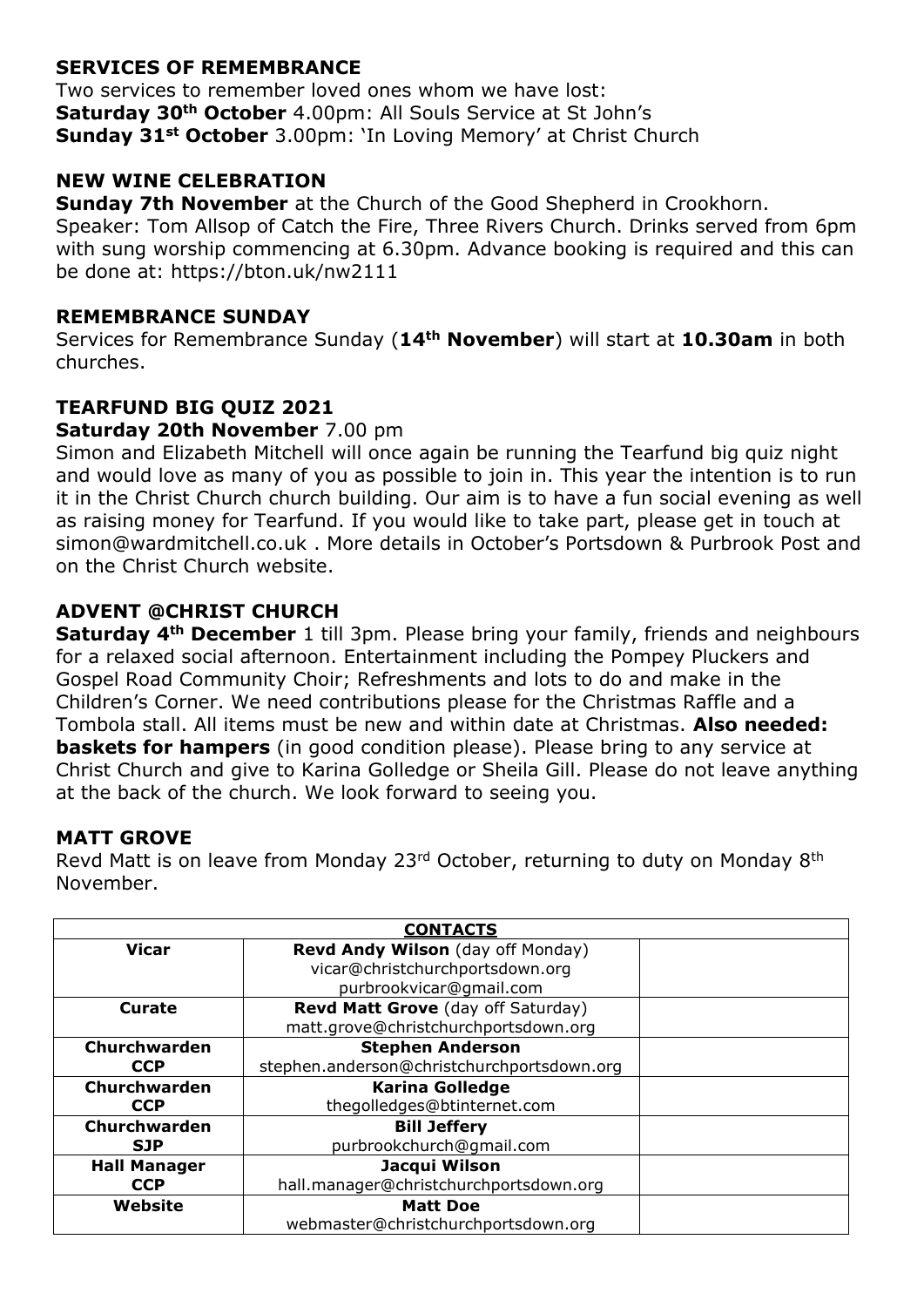## SERVICES OF REMEMBRANCE

Two services to remember loved ones whom we have lost:
**Saturday 30th October** 4.00pm: All Souls Service at St John's
**Sunday 31st October** 3.00pm: 'In Loving Memory' at Christ Church

## NEW WINE CELEBRATION

**Sunday 7th November** at the Church of the Good Shepherd in Crookhorn. Speaker: Tom Allsop of Catch the Fire, Three Rivers Church. Drinks served from 6pm with sung worship commencing at 6.30pm. Advance booking is required and this can be done at: https://bton.uk/nw2111

## REMEMBRANCE SUNDAY

Services for Remembrance Sunday (**14th November**) will start at **10.30am** in both churches.

## TEARFUND BIG QUIZ 2021

**Saturday 20th November** 7.00 pm

Simon and Elizabeth Mitchell will once again be running the Tearfund big quiz night and would love as many of you as possible to join in. This year the intention is to run it in the Christ Church church building. Our aim is to have a fun social evening as well as raising money for Tearfund. If you would like to take part, please get in touch at simon@wardmitchell.co.uk . More details in October's Portsdown & Purbrook Post and on the Christ Church website.

## ADVENT @CHRIST CHURCH

**Saturday 4th December** 1 till 3pm. Please bring your family, friends and neighbours for a relaxed social afternoon. Entertainment including the Pompey Pluckers and Gospel Road Community Choir; Refreshments and lots to do and make in the Children's Corner. We need contributions please for the Christmas Raffle and a Tombola stall. All items must be new and within date at Christmas. **Also needed: baskets for hampers** (in good condition please). Please bring to any service at Christ Church and give to Karina Golledge or Sheila Gill. Please do not leave anything at the back of the church. We look forward to seeing you.

## MATT GROVE

Revd Matt is on leave from Monday 23rd October, returning to duty on Monday 8th November.

| **CONTACTS** | | |
|---|---|---|
| **Vicar** | **Revd Andy Wilson** (day off Monday)<br>vicar@christchurchportsdown.org<br>purbrookvicar@gmail.com | |
| **Curate** | **Revd Matt Grove** (day off Saturday)<br>matt.grove@christchurchportsdown.org | |
| **Churchwarden CCP** | **Stephen Anderson**<br>stephen.anderson@christchurchportsdown.org | |
| **Churchwarden CCP** | **Karina Golledge**<br>thegolledges@btinternet.com | |
| **Churchwarden SJP** | **Bill Jeffery**<br>purbrookchurch@gmail.com | |
| **Hall Manager CCP** | **Jacqui Wilson**<br>hall.manager@christchurchportsdown.org | |
| **Website** | **Matt Doe**<br>webmaster@christchurchportsdown.org | |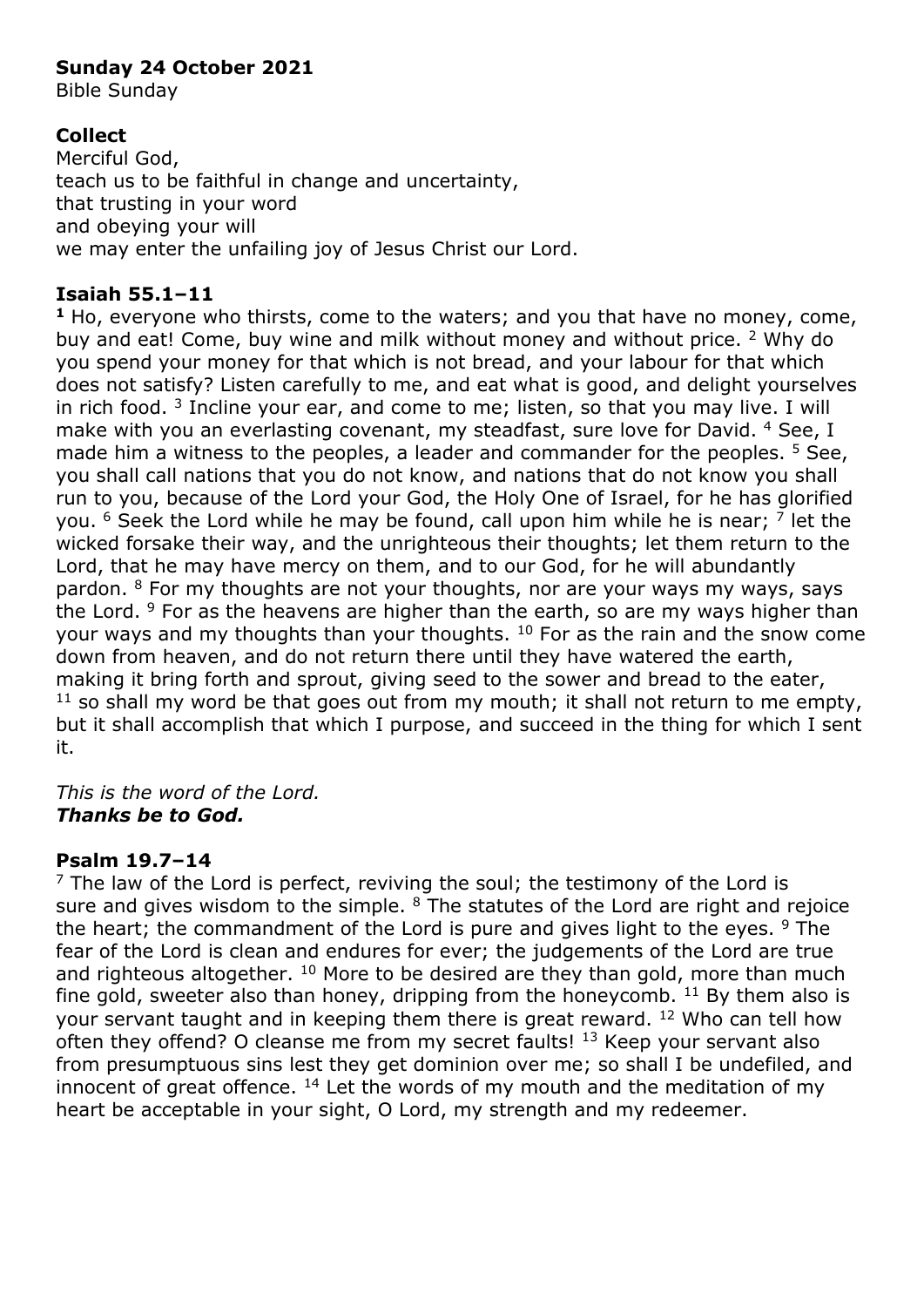**Sunday 24 October 2021**
Bible Sunday

**Collect**
Merciful God,
teach us to be faithful in change and uncertainty,
that trusting in your word
and obeying your will
we may enter the unfailing joy of Jesus Christ our Lord.

**Isaiah 55.1–11**
**1** Ho, everyone who thirsts, come to the waters; and you that have no money, come, buy and eat! Come, buy wine and milk without money and without price. 2 Why do you spend your money for that which is not bread, and your labour for that which does not satisfy? Listen carefully to me, and eat what is good, and delight yourselves in rich food. 3 Incline your ear, and come to me; listen, so that you may live. I will make with you an everlasting covenant, my steadfast, sure love for David. 4 See, I made him a witness to the peoples, a leader and commander for the peoples. 5 See, you shall call nations that you do not know, and nations that do not know you shall run to you, because of the Lord your God, the Holy One of Israel, for he has glorified you. 6 Seek the Lord while he may be found, call upon him while he is near; 7 let the wicked forsake their way, and the unrighteous their thoughts; let them return to the Lord, that he may have mercy on them, and to our God, for he will abundantly pardon. 8 For my thoughts are not your thoughts, nor are your ways my ways, says the Lord. 9 For as the heavens are higher than the earth, so are my ways higher than your ways and my thoughts than your thoughts. 10 For as the rain and the snow come down from heaven, and do not return there until they have watered the earth, making it bring forth and sprout, giving seed to the sower and bread to the eater, 11 so shall my word be that goes out from my mouth; it shall not return to me empty, but it shall accomplish that which I purpose, and succeed in the thing for which I sent it.

*This is the word of the Lord.*
***Thanks be to God.***

**Psalm 19.7–14**
7 The law of the Lord is perfect, reviving the soul; the testimony of the Lord is sure and gives wisdom to the simple. 8 The statutes of the Lord are right and rejoice the heart; the commandment of the Lord is pure and gives light to the eyes. 9 The fear of the Lord is clean and endures for ever; the judgements of the Lord are true and righteous altogether. 10 More to be desired are they than gold, more than much fine gold, sweeter also than honey, dripping from the honeycomb. 11 By them also is your servant taught and in keeping them there is great reward. 12 Who can tell how often they offend? O cleanse me from my secret faults! 13 Keep your servant also from presumptuous sins lest they get dominion over me; so shall I be undefiled, and innocent of great offence. 14 Let the words of my mouth and the meditation of my heart be acceptable in your sight, O Lord, my strength and my redeemer.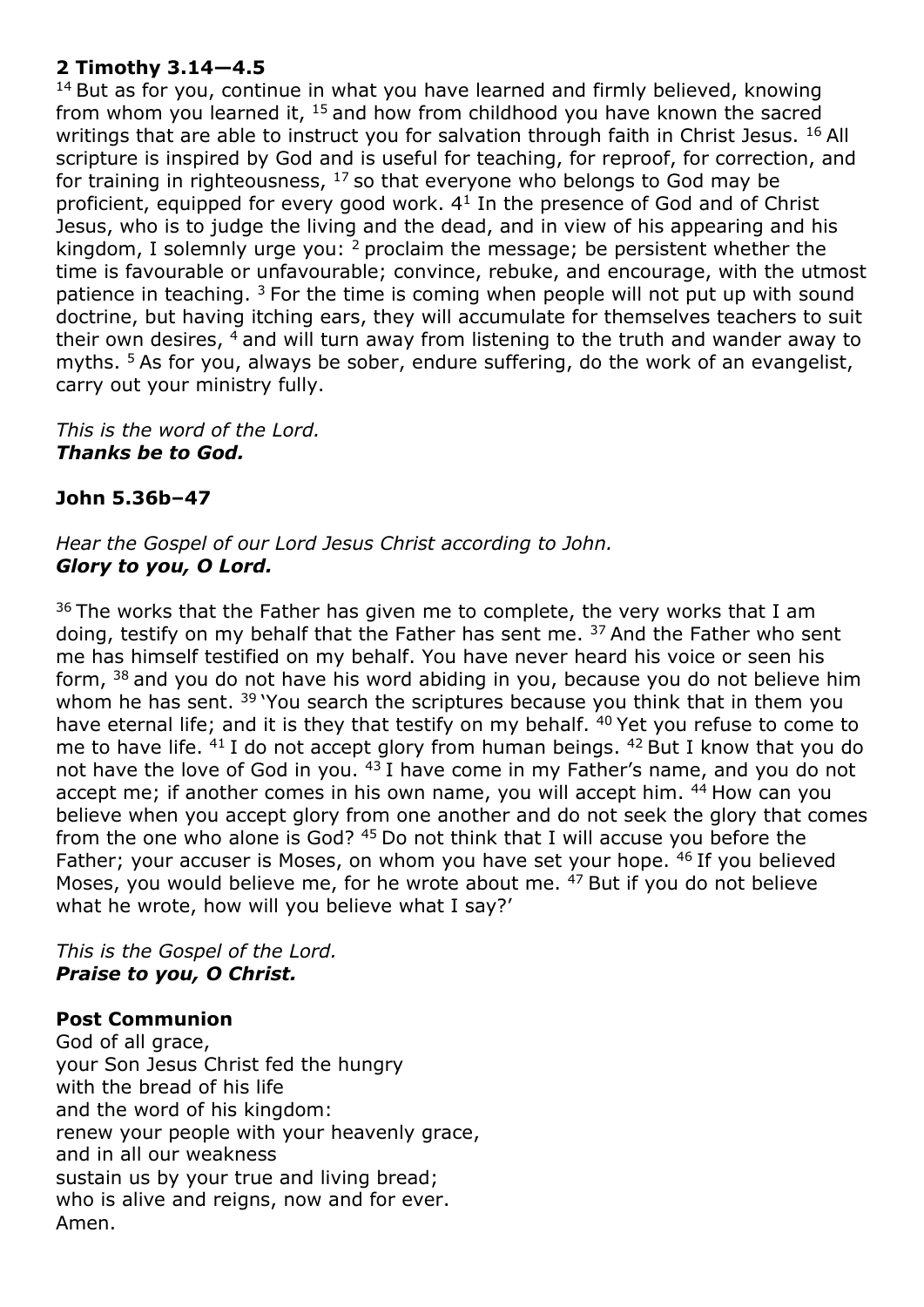**2 Timothy 3.14—4.5**

[14] But as for you, continue in what you have learned and firmly believed, knowing from whom you learned it, [15] and how from childhood you have known the sacred writings that are able to instruct you for salvation through faith in Christ Jesus. [16] All scripture is inspired by God and is useful for teaching, for reproof, for correction, and for training in righteousness, [17] so that everyone who belongs to God may be proficient, equipped for every good work. 4[1] In the presence of God and of Christ Jesus, who is to judge the living and the dead, and in view of his appearing and his kingdom, I solemnly urge you: [2] proclaim the message; be persistent whether the time is favourable or unfavourable; convince, rebuke, and encourage, with the utmost patience in teaching. [3] For the time is coming when people will not put up with sound doctrine, but having itching ears, they will accumulate for themselves teachers to suit their own desires, [4] and will turn away from listening to the truth and wander away to myths. [5] As for you, always be sober, endure suffering, do the work of an evangelist, carry out your ministry fully.

*This is the word of the Lord.*
***Thanks be to God.***

**John 5.36b–47**

*Hear the Gospel of our Lord Jesus Christ according to John.*
***Glory to you, O Lord.***

[36] The works that the Father has given me to complete, the very works that I am doing, testify on my behalf that the Father has sent me. [37] And the Father who sent me has himself testified on my behalf. You have never heard his voice or seen his form, [38] and you do not have his word abiding in you, because you do not believe him whom he has sent. [39] 'You search the scriptures because you think that in them you have eternal life; and it is they that testify on my behalf. [40] Yet you refuse to come to me to have life. [41] I do not accept glory from human beings. [42] But I know that you do not have the love of God in you. [43] I have come in my Father's name, and you do not accept me; if another comes in his own name, you will accept him. [44] How can you believe when you accept glory from one another and do not seek the glory that comes from the one who alone is God? [45] Do not think that I will accuse you before the Father; your accuser is Moses, on whom you have set your hope. [46] If you believed Moses, you would believe me, for he wrote about me. [47] But if you do not believe what he wrote, how will you believe what I say?'

*This is the Gospel of the Lord.*
***Praise to you, O Christ.***

**Post Communion**

God of all grace,
your Son Jesus Christ fed the hungry
with the bread of his life
and the word of his kingdom:
renew your people with your heavenly grace,
and in all our weakness
sustain us by your true and living bread;
who is alive and reigns, now and for ever.
Amen.